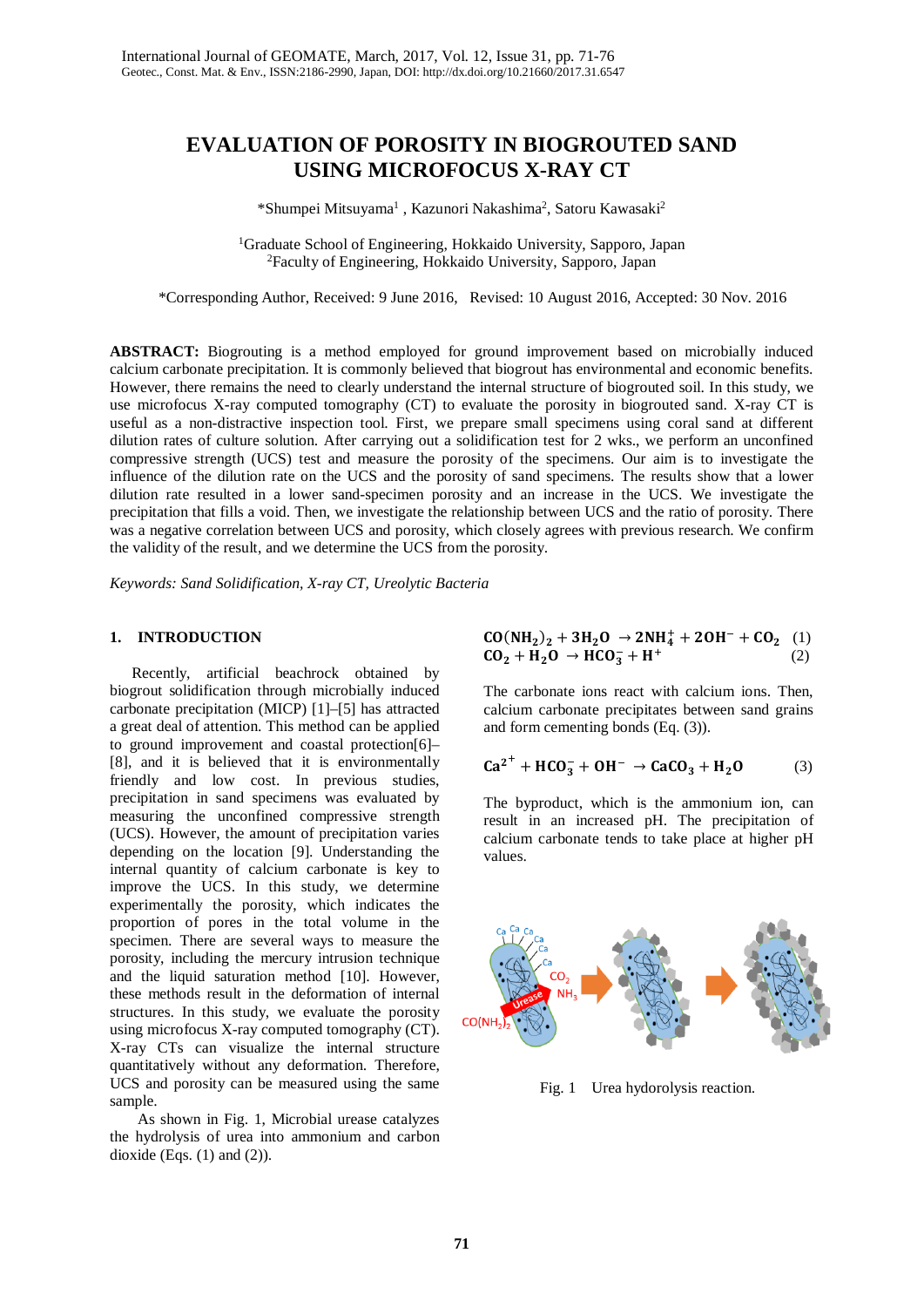# EVALUATION OF POROSITY IN BIOGROUTED SAND USING MICROFOCUS X-RAY CT

*Shumpei Mitsuyama[1] , Kazunori Nakashima[2], Satoru Kawasaki[2]

[1]Graduate School of Engineering, Hokkaido University, Sapporo, Japan
[2]Faculty of Engineering, Hokkaido University, Sapporo, Japan

*Corresponding Author, Received: 9 June 2016, Revised: 10 August 2016, Accepted: 30 Nov. 2016

**ABSTRACT:** Biogrouting is a method employed for ground improvement based on microbially induced calcium carbonate precipitation. It is commonly believed that biogrout has environmental and economic benefits. However, there remains the need to clearly understand the internal structure of biogrouted soil. In this study, we use microfocus X-ray computed tomography (CT) to evaluate the porosity in biogrouted sand. X-ray CT is useful as a non-distractive inspection tool. First, we prepare small specimens using coral sand at different dilution rates of culture solution. After carrying out a solidification test for 2 wks., we perform an unconfined compressive strength (UCS) test and measure the porosity of the specimens. Our aim is to investigate the influence of the dilution rate on the UCS and the porosity of sand specimens. The results show that a lower dilution rate resulted in a lower sand-specimen porosity and an increase in the UCS. We investigate the precipitation that fills a void. Then, we investigate the relationship between UCS and the ratio of porosity. There was a negative correlation between UCS and porosity, which closely agrees with previous research. We confirm the validity of the result, and we determine the UCS from the porosity.

*Keywords: Sand Solidification, X-ray CT, Ureolytic Bacteria*

## 1. INTRODUCTION

Recently, artificial beachrock obtained by biogrout solidification through microbially induced carbonate precipitation (MICP) [1]–[5] has attracted a great deal of attention. This method can be applied to ground improvement and coastal protection[6]–[8], and it is believed that it is environmentally friendly and low cost. In previous studies, precipitation in sand specimens was evaluated by measuring the unconfined compressive strength (UCS). However, the amount of precipitation varies depending on the location [9]. Understanding the internal quantity of calcium carbonate is key to improve the UCS. In this study, we determine experimentally the porosity, which indicates the proportion of pores in the total volume in the specimen. There are several ways to measure the porosity, including the mercury intrusion technique and the liquid saturation method [10]. However, these methods result in the deformation of internal structures. In this study, we evaluate the porosity using microfocus X-ray computed tomography (CT). X-ray CTs can visualize the internal structure quantitatively without any deformation. Therefore, UCS and porosity can be measured using the same sample.

As shown in Fig. 1, Microbial urease catalyzes the hydrolysis of urea into ammonium and carbon dioxide (Eqs. (1) and (2)).

$$\mathrm{CO(NH_2)_2 + 3H_2O \rightarrow 2NH_4^+ + 2OH^- + CO_2} \quad (1)$$

$$\mathrm{CO_2 + H_2O \rightarrow HCO_3^- + H^+} \quad (2)$$

The carbonate ions react with calcium ions. Then, calcium carbonate precipitates between sand grains and form cementing bonds (Eq. (3)).

$$\mathrm{Ca^{2+} + HCO_3^- + OH^- \rightarrow CaCO_3 + H_2O} \quad (3)$$

The byproduct, which is the ammonium ion, can result in an increased pH. The precipitation of calcium carbonate tends to take place at higher pH values.

Fig. 1 Urea hydrolysis reaction.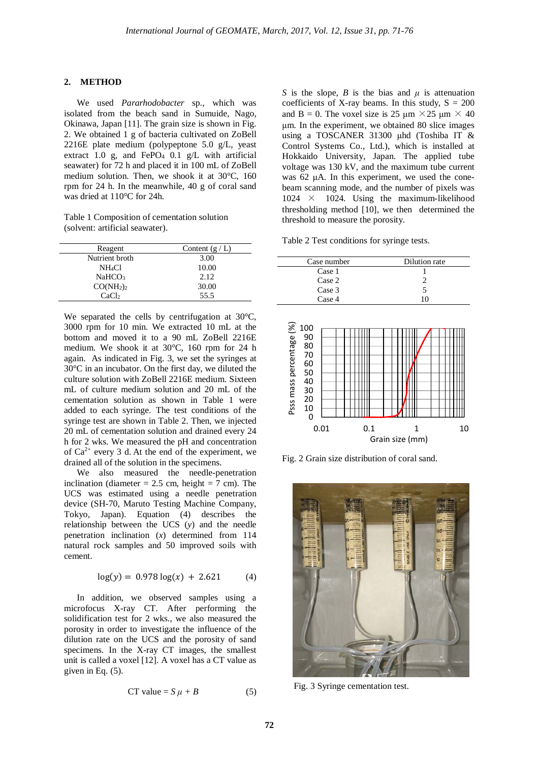## 2. METHOD

We used *Pararhodobacter* sp., which was isolated from the beach sand in Sumuide, Nago, Okinawa, Japan [11]. The grain size is shown in Fig. 2. We obtained 1 g of bacteria cultivated on ZoBell 2216E plate medium (polypeptone 5.0 g/L, yeast extract 1.0 g, and $FePO_4$ 0.1 g/L with artificial seawater) for 72 h and placed it in 100 mL of ZoBell medium solution. Then, we shook it at 30°C, 160 rpm for 24 h. In the meanwhile, 40 g of coral sand was dried at 110°C for 24h.

Table 1 Composition of cementation solution (solvent: artificial seawater).

| Reagent | Content (g / L) |
| --- | --- |
| Nutrient broth | 3.00 |
| $NH_4Cl$ | 10.00 |
| $NaHCO_3$ | 2.12 |
| $CO(NH_2)_2$ | 30.00 |
| $CaCl_2$ | 55.5 |

We separated the cells by centrifugation at 30°C, 3000 rpm for 10 min. We extracted 10 mL at the bottom and moved it to a 90 mL ZoBell 2216E medium. We shook it at 30°C, 160 rpm for 24 h again. As indicated in Fig. 3, we set the syringes at 30°C in an incubator. On the first day, we diluted the culture solution with ZoBell 2216E medium. Sixteen mL of culture medium solution and 20 mL of the cementation solution as shown in Table 1 were added to each syringe. The test conditions of the syringe test are shown in Table 2. Then, we injected 20 mL of cementation solution and drained every 24 h for 2 wks. We measured the pH and concentration of $Ca^{2+}$ every 3 d. At the end of the experiment, we drained all of the solution in the specimens.

We also measured the needle-penetration inclination (diameter = 2.5 cm, height = 7 cm). The UCS was estimated using a needle penetration device (SH-70, Maruto Testing Machine Company, Tokyo, Japan). Equation (4) describes the relationship between the UCS ($y$) and the needle penetration inclination ($x$) determined from 114 natural rock samples and 50 improved soils with cement.

$$\log(y) = 0.978 \log(x) + 2.621 \qquad (4)$$

In addition, we observed samples using a microfocus X-ray CT. After performing the solidification test for 2 wks., we also measured the porosity in order to investigate the influence of the dilution rate on the UCS and the porosity of sand specimens. In the X-ray CT images, the smallest unit is called a voxel [12]. A voxel has a CT value as given in Eq. (5).

$$\text{CT value} = S\mu + B \qquad (5)$$

$S$ is the slope, $B$ is the bias and $\mu$ is attenuation coefficients of X-ray beams. In this study, $S = 200$ and $B = 0$. The voxel size is 25 μm × 25 μm × 40 μm. In the experiment, we obtained 80 slice images using a TOSCANER 31300 μhd (Toshiba IT & Control Systems Co., Ltd.), which is installed at Hokkaido University, Japan. The applied tube voltage was 130 kV, and the maximum tube current was 62 μA. In this experiment, we used the cone-beam scanning mode, and the number of pixels was 1024 × 1024. Using the maximum-likelihood thresholding method [10], we then determined the threshold to measure the porosity.

Table 2 Test conditions for syringe tests.

| Case number | Dilution rate |
| --- | --- |
| Case 1 | 1 |
| Case 2 | 2 |
| Case 3 | 5 |
| Case 4 | 10 |

Fig. 2 Grain size distribution of coral sand.

Fig. 3 Syringe cementation test.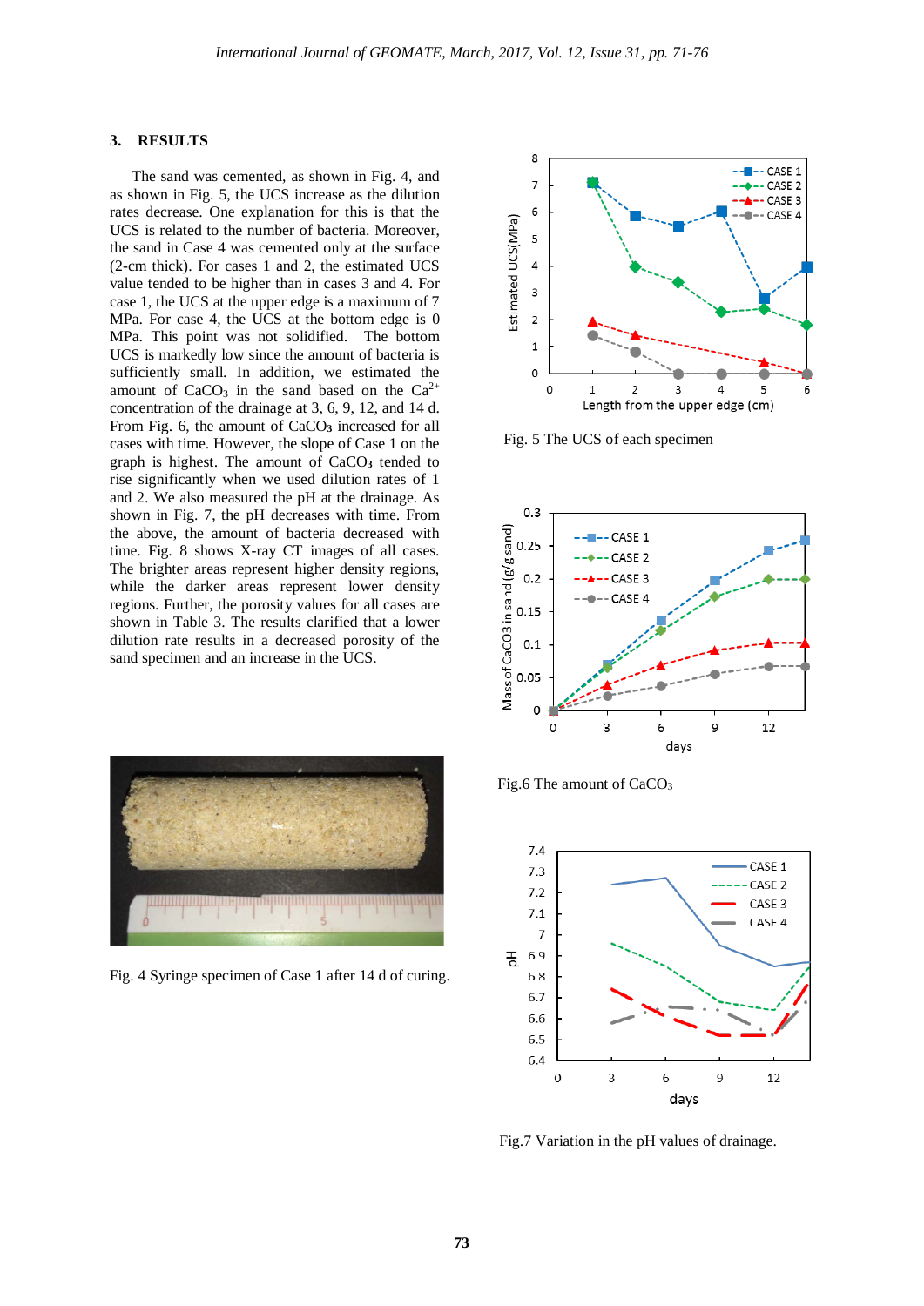## 3. RESULTS

The sand was cemented, as shown in Fig. 4, and as shown in Fig. 5, the UCS increase as the dilution rates decrease. One explanation for this is that the UCS is related to the number of bacteria. Moreover, the sand in Case 4 was cemented only at the surface (2-cm thick). For cases 1 and 2, the estimated UCS value tended to be higher than in cases 3 and 4. For case 1, the UCS at the upper edge is a maximum of 7 MPa. For case 4, the UCS at the bottom edge is 0 MPa. This point was not solidified. The bottom UCS is markedly low since the amount of bacteria is sufficiently small. In addition, we estimated the amount of $CaCO_3$ in the sand based on the $Ca^{2+}$ concentration of the drainage at 3, 6, 9, 12, and 14 d. From Fig. 6, the amount of $CaCO_3$ increased for all cases with time. However, the slope of Case 1 on the graph is highest. The amount of $CaCO_3$ tended to rise significantly when we used dilution rates of 1 and 2. We also measured the pH at the drainage. As shown in Fig. 7, the pH decreases with time. From the above, the amount of bacteria decreased with time. Fig. 8 shows X-ray CT images of all cases. The brighter areas represent higher density regions, while the darker areas represent lower density regions. Further, the porosity values for all cases are shown in Table 3. The results clarified that a lower dilution rate results in a decreased porosity of the sand specimen and an increase in the UCS.

Fig. 4 Syringe specimen of Case 1 after 14 d of curing.

Fig. 5 The UCS of each specimen

Fig.6 The amount of $CaCO_3$

Fig.7 Variation in the pH values of drainage.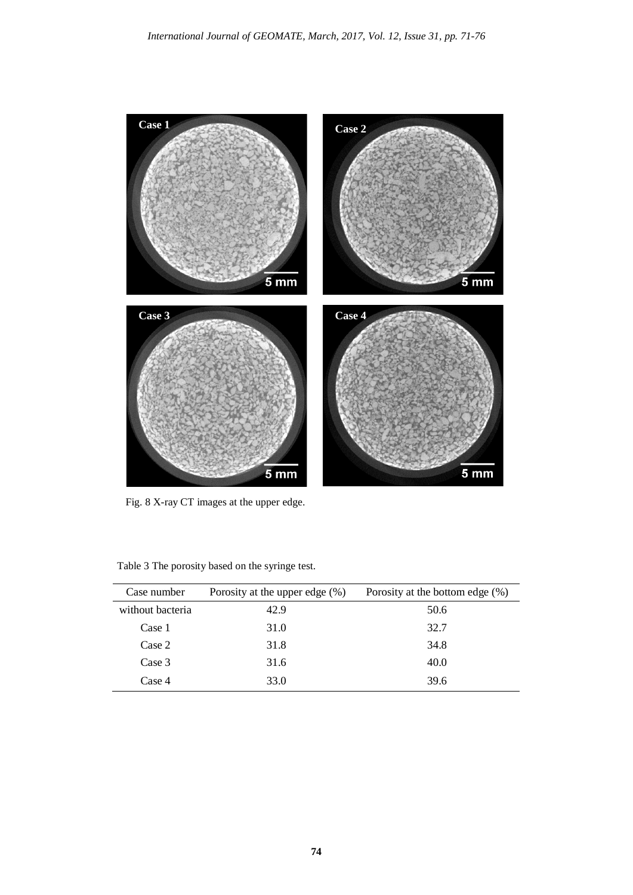Fig. 8 X-ray CT images at the upper edge.

Table 3 The porosity based on the syringe test.

| Case number | Porosity at the upper edge (%) | Porosity at the bottom edge (%) |
|---|---|---|
| without bacteria | 42.9 | 50.6 |
| Case 1 | 31.0 | 32.7 |
| Case 2 | 31.8 | 34.8 |
| Case 3 | 31.6 | 40.0 |
| Case 4 | 33.0 | 39.6 |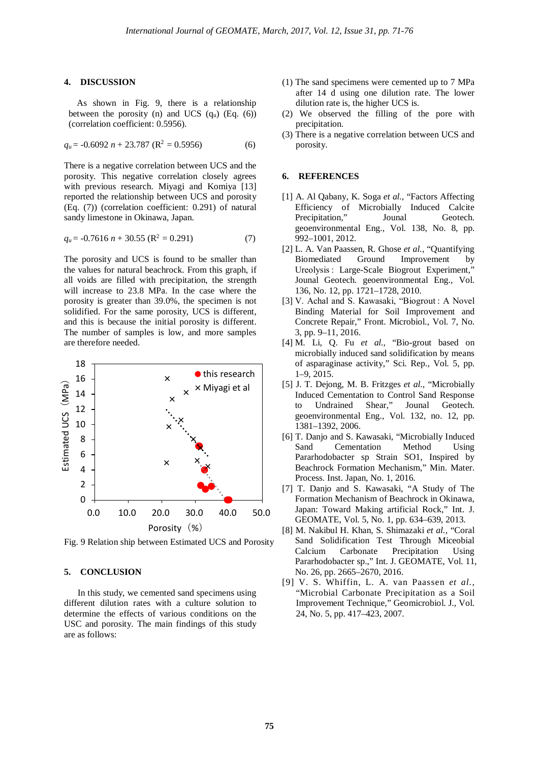## 4. DISCUSSION

As shown in Fig. 9, there is a relationship between the porosity (n) and UCS ($q_u$) (Eq. (6)) (correlation coefficient: 0.5956).

$$q_u = -0.6092\, n + 23.787 \ (R^2 = 0.5956) \qquad (6)$$

There is a negative correlation between UCS and the porosity. This negative correlation closely agrees with previous research. Miyagi and Komiya [13] reported the relationship between UCS and porosity (Eq. (7)) (correlation coefficient: 0.291) of natural sandy limestone in Okinawa, Japan.

$$q_u = -0.7616\, n + 30.55 \ (R^2 = 0.291) \qquad (7)$$

The porosity and UCS is found to be smaller than the values for natural beachrock. From this graph, if all voids are filled with precipitation, the strength will increase to 23.8 MPa. In the case where the porosity is greater than 39.0%, the specimen is not solidified. For the same porosity, UCS is different, and this is because the initial porosity is different. The number of samples is low, and more samples are therefore needed.

Fig. 9 Relation ship between Estimated UCS and Porosity

## 5. CONCLUSION

In this study, we cemented sand specimens using different dilution rates with a culture solution to determine the effects of various conditions on the USC and porosity. The main findings of this study are as follows:

(1) The sand specimens were cemented up to 7 MPa after 14 d using one dilution rate. The lower dilution rate is, the higher UCS is.
(2) We observed the filling of the pore with precipitation.
(3) There is a negative correlation between UCS and porosity.

## 6. REFERENCES

[1] A. Al Qabany, K. Soga *et al.*, "Factors Affecting Efficiency of Microbially Induced Calcite Precipitation," Jounal Geotech. geoenvironmental Eng., Vol. 138, No. 8, pp. 992–1001, 2012.

[2] L. A. Van Paassen, R. Ghose *et al.*, "Quantifying Biomediated Ground Improvement by Ureolysis : Large-Scale Biogrout Experiment," Jounal Geotech. geoenvironmental Eng., Vol. 136, No. 12, pp. 1721–1728, 2010.

[3] V. Achal and S. Kawasaki, "Biogrout : A Novel Binding Material for Soil Improvement and Concrete Repair," Front. Microbiol., Vol. 7, No. 3, pp. 9–11, 2016.

[4] M. Li, Q. Fu *et al.*, "Bio-grout based on microbially induced sand solidification by means of asparaginase activity," Sci. Rep., Vol. 5, pp. 1–9, 2015.

[5] J. T. Dejong, M. B. Fritzges *et al.*, "Microbially Induced Cementation to Control Sand Response to Undrained Shear," Jounal Geotech. geoenvironmental Eng., Vol. 132, no. 12, pp. 1381–1392, 2006.

[6] T. Danjo and S. Kawasaki, "Microbially Induced Sand Cementation Method Using Pararhodobacter sp Strain SO1, Inspired by Beachrock Formation Mechanism," Min. Mater. Process. Inst. Japan, No. 1, 2016.

[7] T. Danjo and S. Kawasaki, "A Study of The Formation Mechanism of Beachrock in Okinawa, Japan: Toward Making artificial Rock," Int. J. GEOMATE, Vol. 5, No. 1, pp. 634–639, 2013.

[8] M. Nakibul H. Khan, S. Shimazaki *et al.*, "Coral Sand Solidification Test Through Miceobial Calcium Carbonate Precipitation Using Pararhodobacter sp.," Int. J. GEOMATE, Vol. 11, No. 26, pp. 2665–2670, 2016.

[9] V. S. Whiffin, L. A. van Paassen *et al.*, "Microbial Carbonate Precipitation as a Soil Improvement Technique," Geomicrobiol. J., Vol. 24, No. 5, pp. 417–423, 2007.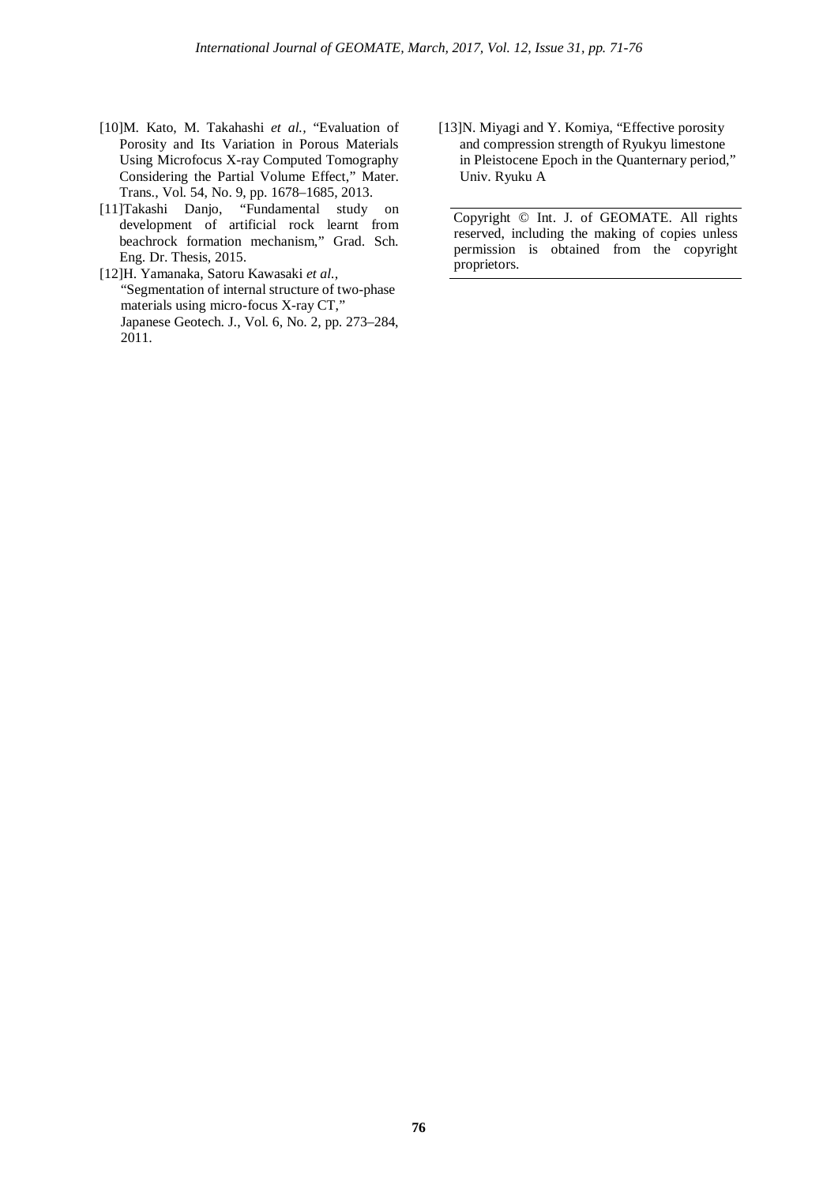[10]M. Kato, M. Takahashi *et al.*, "Evaluation of Porosity and Its Variation in Porous Materials Using Microfocus X-ray Computed Tomography Considering the Partial Volume Effect," Mater. Trans., Vol. 54, No. 9, pp. 1678–1685, 2013.

[11]Takashi Danjo, "Fundamental study on development of artificial rock learnt from beachrock formation mechanism," Grad. Sch. Eng. Dr. Thesis, 2015.

[12]H. Yamanaka, Satoru Kawasaki *et al.*, "Segmentation of internal structure of two-phase materials using micro-focus X-ray CT," Japanese Geotech. J., Vol. 6, No. 2, pp. 273–284, 2011.

[13]N. Miyagi and Y. Komiya, "Effective porosity and compression strength of Ryukyu limestone in Pleistocene Epoch in the Quanternary period," Univ. Ryuku A

---

Copyright © Int. J. of GEOMATE. All rights reserved, including the making of copies unless permission is obtained from the copyright proprietors.

---